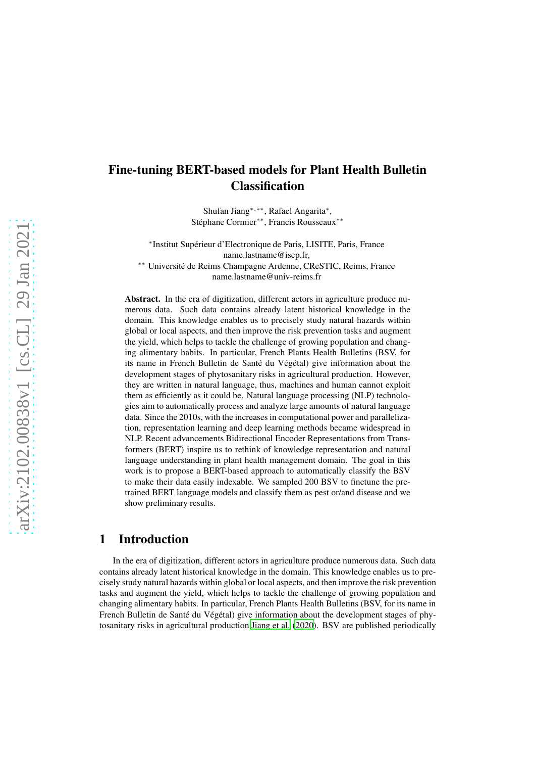# Fine-tuning BERT-based models for Plant Health Bulletin Classification

Shufan Jiang[∗,∗∗], Rafael Angarita[∗],
Stéphane Cormier[∗∗], Francis Rousseaux[∗∗]

[∗]Institut Supérieur d'Electronique de Paris, LISITE, Paris, France
name.lastname@isep.fr,
[∗∗] Université de Reims Champagne Ardenne, CReSTIC, Reims, France
name.lastname@univ-reims.fr

**Abstract.** In the era of digitization, different actors in agriculture produce numerous data. Such data contains already latent historical knowledge in the domain. This knowledge enables us to precisely study natural hazards within global or local aspects, and then improve the risk prevention tasks and augment the yield, which helps to tackle the challenge of growing population and changing alimentary habits. In particular, French Plants Health Bulletins (BSV, for its name in French Bulletin de Santé du Végétal) give information about the development stages of phytosanitary risks in agricultural production. However, they are written in natural language, thus, machines and human cannot exploit them as efficiently as it could be. Natural language processing (NLP) technologies aim to automatically process and analyze large amounts of natural language data. Since the 2010s, with the increases in computational power and parallelization, representation learning and deep learning methods became widespread in NLP. Recent advancements Bidirectional Encoder Representations from Transformers (BERT) inspire us to rethink of knowledge representation and natural language understanding in plant health management domain. The goal in this work is to propose a BERT-based approach to automatically classify the BSV to make their data easily indexable. We sampled 200 BSV to finetune the pretrained BERT language models and classify them as pest or/and disease and we show preliminary results.

## 1 Introduction

In the era of digitization, different actors in agriculture produce numerous data. Such data contains already latent historical knowledge in the domain. This knowledge enables us to precisely study natural hazards within global or local aspects, and then improve the risk prevention tasks and augment the yield, which helps to tackle the challenge of growing population and changing alimentary habits. In particular, French Plants Health Bulletins (BSV, for its name in French Bulletin de Santé du Végétal) give information about the development stages of phytosanitary risks in agricultural production Jiang et al. (2020). BSV are published periodically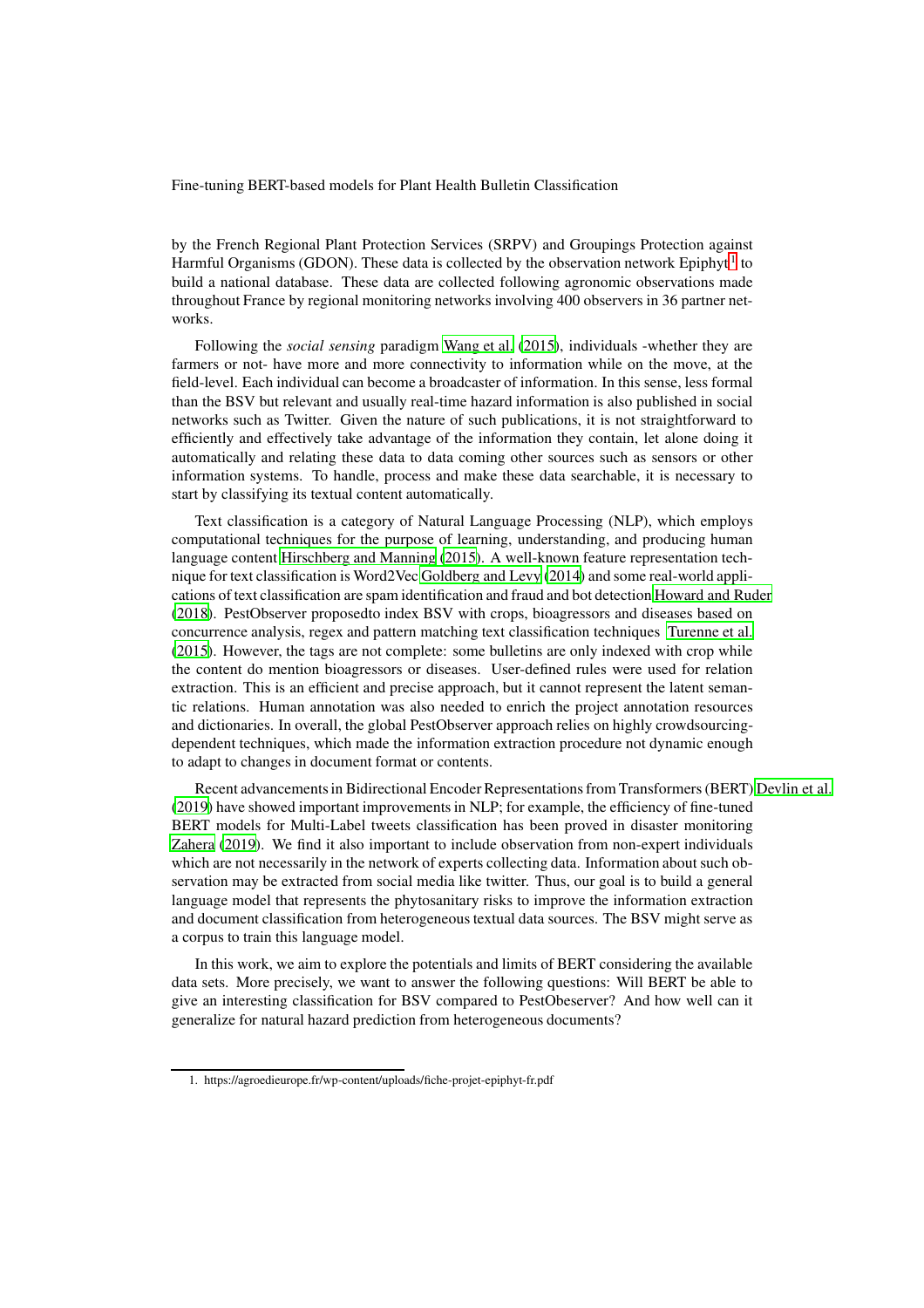by the French Regional Plant Protection Services (SRPV) and Groupings Protection against Harmful Organisms (GDON). These data is collected by the observation network Epiphyt[1] to build a national database. These data are collected following agronomic observations made throughout France by regional monitoring networks involving 400 observers in 36 partner networks.

Following the *social sensing* paradigm Wang et al. (2015), individuals -whether they are farmers or not- have more and more connectivity to information while on the move, at the field-level. Each individual can become a broadcaster of information. In this sense, less formal than the BSV but relevant and usually real-time hazard information is also published in social networks such as Twitter. Given the nature of such publications, it is not straightforward to efficiently and effectively take advantage of the information they contain, let alone doing it automatically and relating these data to data coming other sources such as sensors or other information systems. To handle, process and make these data searchable, it is necessary to start by classifying its textual content automatically.

Text classification is a category of Natural Language Processing (NLP), which employs computational techniques for the purpose of learning, understanding, and producing human language content Hirschberg and Manning (2015). A well-known feature representation technique for text classification is Word2Vec Goldberg and Levy (2014) and some real-world applications of text classification are spam identification and fraud and bot detection Howard and Ruder (2018). PestObserver proposedto index BSV with crops, bioagressors and diseases based on concurrence analysis, regex and pattern matching text classification techniques Turenne et al. (2015). However, the tags are not complete: some bulletins are only indexed with crop while the content do mention bioagressors or diseases. User-defined rules were used for relation extraction. This is an efficient and precise approach, but it cannot represent the latent semantic relations. Human annotation was also needed to enrich the project annotation resources and dictionaries. In overall, the global PestObserver approach relies on highly crowdsourcing-dependent techniques, which made the information extraction procedure not dynamic enough to adapt to changes in document format or contents.

Recent advancements in Bidirectional Encoder Representations from Transformers (BERT) Devlin et al. (2019) have showed important improvements in NLP; for example, the efficiency of fine-tuned BERT models for Multi-Label tweets classification has been proved in disaster monitoring Zahera (2019). We find it also important to include observation from non-expert individuals which are not necessarily in the network of experts collecting data. Information about such observation may be extracted from social media like twitter. Thus, our goal is to build a general language model that represents the phytosanitary risks to improve the information extraction and document classification from heterogeneous textual data sources. The BSV might serve as a corpus to train this language model.

In this work, we aim to explore the potentials and limits of BERT considering the available data sets. More precisely, we want to answer the following questions: Will BERT be able to give an interesting classification for BSV compared to PestObeserver? And how well can it generalize for natural hazard prediction from heterogeneous documents?

1. https://agroedieurope.fr/wp-content/uploads/fiche-projet-epiphyt-fr.pdf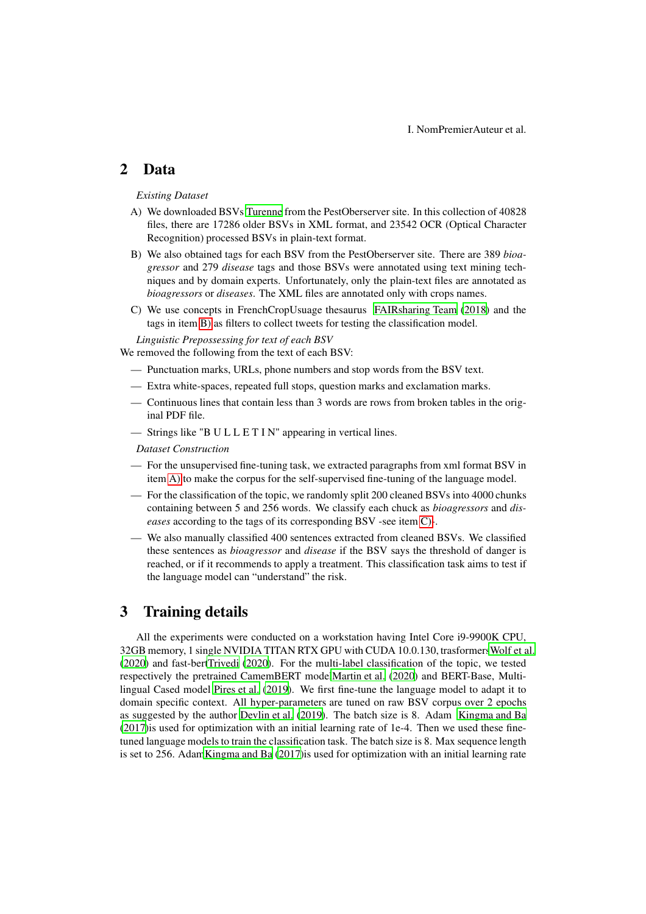## 2 Data

*Existing Dataset*

A) We downloaded BSVs Turenne from the PestOberserver site. In this collection of 40828 files, there are 17286 older BSVs in XML format, and 23542 OCR (Optical Character Recognition) processed BSVs in plain-text format.

B) We also obtained tags for each BSV from the PestOberserver site. There are 389 *bioagressor* and 279 *disease* tags and those BSVs were annotated using text mining techniques and by domain experts. Unfortunately, only the plain-text files are annotated as *bioagressors* or *diseases*. The XML files are annotated only with crops names.

C) We use concepts in FrenchCropUsuage thesaurus FAIRsharing Team (2018) and the tags in item B) as filters to collect tweets for testing the classification model.

*Linguistic Prepossessing for text of each BSV*

We removed the following from the text of each BSV:

— Punctuation marks, URLs, phone numbers and stop words from the BSV text.

— Extra white-spaces, repeated full stops, question marks and exclamation marks.

— Continuous lines that contain less than 3 words are rows from broken tables in the original PDF file.

— Strings like "B U L L E T I N" appearing in vertical lines.

*Dataset Construction*

— For the unsupervised fine-tuning task, we extracted paragraphs from xml format BSV in item A) to make the corpus for the self-supervised fine-tuning of the language model.

— For the classification of the topic, we randomly split 200 cleaned BSVs into 4000 chunks containing between 5 and 256 words. We classify each chuck as *bioagressors* and *diseases* according to the tags of its corresponding BSV -see item C)-.

— We also manually classified 400 sentences extracted from cleaned BSVs. We classified these sentences as *bioagressor* and *disease* if the BSV says the threshold of danger is reached, or if it recommends to apply a treatment. This classification task aims to test if the language model can "understand" the risk.

## 3 Training details

All the experiments were conducted on a workstation having Intel Core i9-9900K CPU, 32GB memory, 1 single NVIDIA TITAN RTX GPU with CUDA 10.0.130, trasformers Wolf et al. (2020) and fast-bert Trivedi (2020). For the multi-label classification of the topic, we tested respectively the pretrained CamemBERT model Martin et al. (2020) and BERT-Base, Multilingual Cased model Pires et al. (2019). We first fine-tune the language model to adapt it to domain specific context. All hyper-parameters are tuned on raw BSV corpus over 2 epochs as suggested by the author Devlin et al. (2019). The batch size is 8. Adam Kingma and Ba (2017) is used for optimization with an initial learning rate of 1e-4. Then we used these fine-tuned language models to train the classification task. The batch size is 8. Max sequence length is set to 256. Adam Kingma and Ba (2017) is used for optimization with an initial learning rate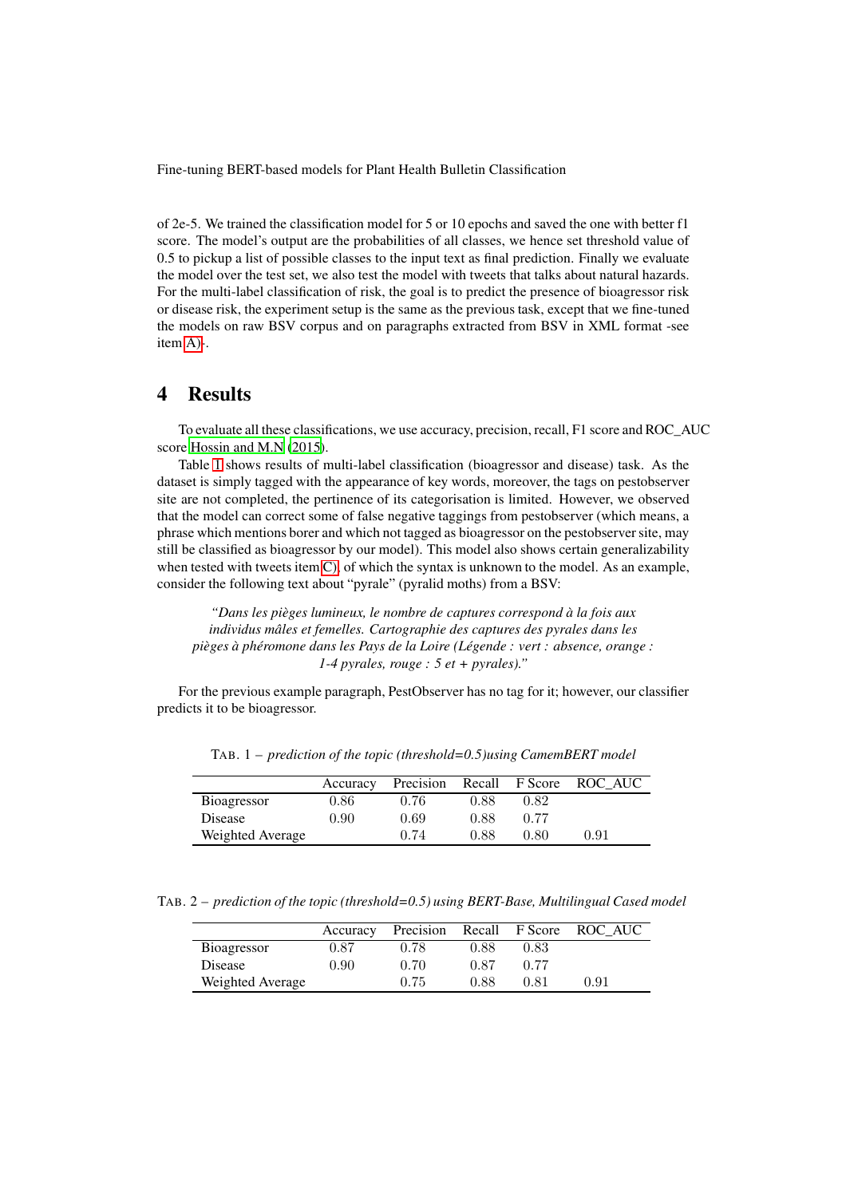of 2e-5. We trained the classification model for 5 or 10 epochs and saved the one with better f1 score. The model's output are the probabilities of all classes, we hence set threshold value of 0.5 to pickup a list of possible classes to the input text as final prediction. Finally we evaluate the model over the test set, we also test the model with tweets that talks about natural hazards. For the multi-label classification of risk, the goal is to predict the presence of bioagressor risk or disease risk, the experiment setup is the same as the previous task, except that we fine-tuned the models on raw BSV corpus and on paragraphs extracted from BSV in XML format -see item A)-.

# 4 Results

To evaluate all these classifications, we use accuracy, precision, recall, F1 score and ROC_AUC score Hossin and M.N (2015).

Table 1 shows results of multi-label classification (bioagressor and disease) task. As the dataset is simply tagged with the appearance of key words, moreover, the tags on pestobserver site are not completed, the pertinence of its categorisation is limited. However, we observed that the model can correct some of false negative taggings from pestobserver (which means, a phrase which mentions borer and which not tagged as bioagressor on the pestobserver site, may still be classified as bioagressor by our model). This model also shows certain generalizability when tested with tweets item C), of which the syntax is unknown to the model. As an example, consider the following text about "pyrale" (pyralid moths) from a BSV:

> *"Dans les pièges lumineux, le nombre de captures correspond à la fois aux individus mâles et femelles. Cartographie des captures des pyrales dans les pièges à phéromone dans les Pays de la Loire (Légende : vert : absence, orange : 1-4 pyrales, rouge : 5 et + pyrales)."*

For the previous example paragraph, PestObserver has no tag for it; however, our classifier predicts it to be bioagressor.

TAB. 1 – *prediction of the topic (threshold=0.5)using CamemBERT model*

| | Accuracy | Precision | Recall | F Score | ROC_AUC |
|---|---|---|---|---|---|
| Bioagressor | 0.86 | 0.76 | 0.88 | 0.82 | |
| Disease | 0.90 | 0.69 | 0.88 | 0.77 | |
| Weighted Average | | 0.74 | 0.88 | 0.80 | 0.91 |

TAB. 2 – *prediction of the topic (threshold=0.5) using BERT-Base, Multilingual Cased model*

| | Accuracy | Precision | Recall | F Score | ROC_AUC |
|---|---|---|---|---|---|
| Bioagressor | 0.87 | 0.78 | 0.88 | 0.83 | |
| Disease | 0.90 | 0.70 | 0.87 | 0.77 | |
| Weighted Average | | 0.75 | 0.88 | 0.81 | 0.91 |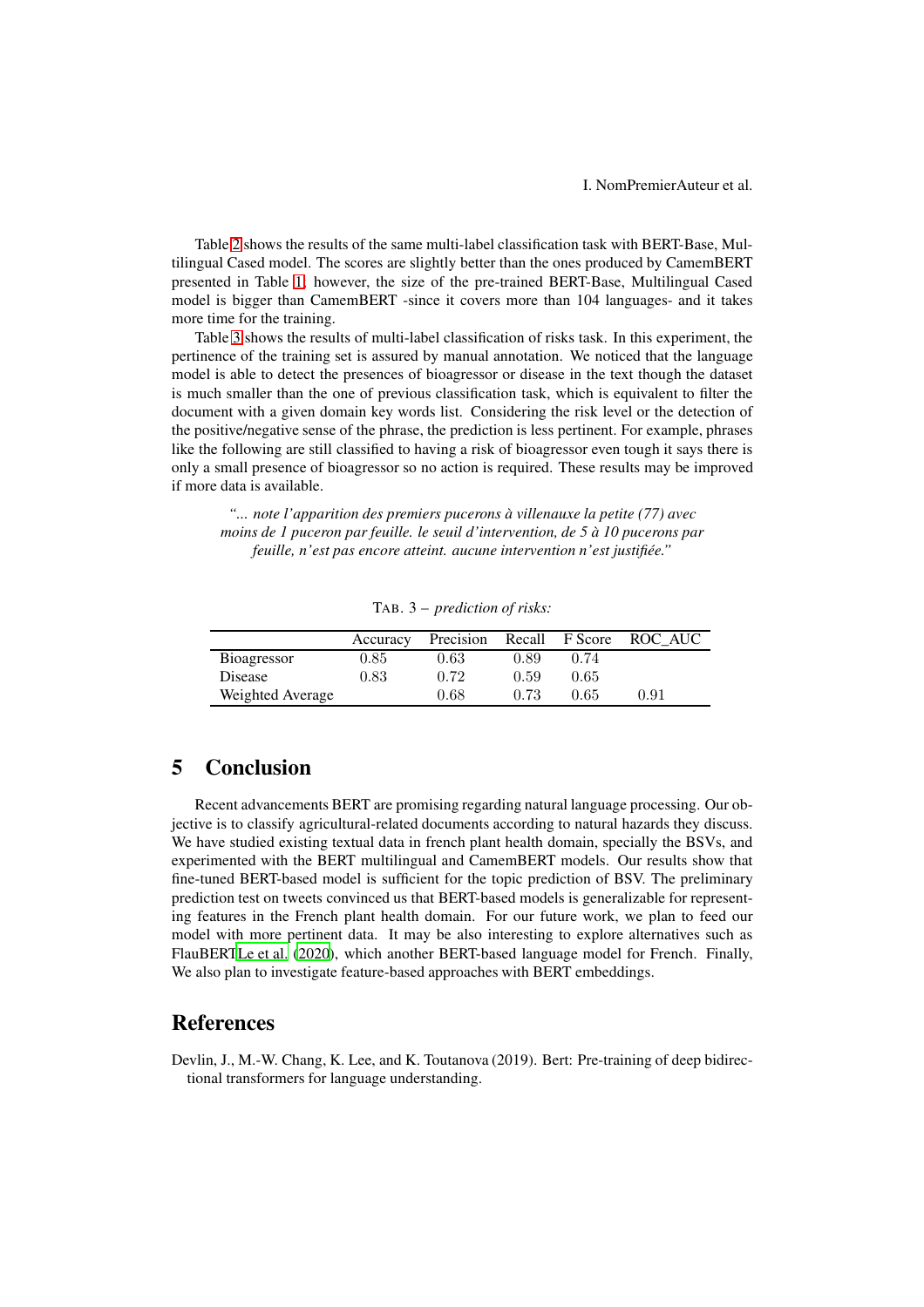Table 2 shows the results of the same multi-label classification task with BERT-Base, Multilingual Cased model. The scores are slightly better than the ones produced by CamemBERT presented in Table 1, however, the size of the pre-trained BERT-Base, Multilingual Cased model is bigger than CamemBERT -since it covers more than 104 languages- and it takes more time for the training.

Table 3 shows the results of multi-label classification of risks task. In this experiment, the pertinence of the training set is assured by manual annotation. We noticed that the language model is able to detect the presences of bioagressor or disease in the text though the dataset is much smaller than the one of previous classification task, which is equivalent to filter the document with a given domain key words list. Considering the risk level or the detection of the positive/negative sense of the phrase, the prediction is less pertinent. For example, phrases like the following are still classified to having a risk of bioagressor even tough it says there is only a small presence of bioagressor so no action is required. These results may be improved if more data is available.

> *"... note l'apparition des premiers pucerons à villenauxe la petite (77) avec moins de 1 puceron par feuille. le seuil d'intervention, de 5 à 10 pucerons par feuille, n'est pas encore atteint. aucune intervention n'est justifiée."*

TAB. 3 – *prediction of risks:*

| | Accuracy | Precision | Recall | F Score | ROC_AUC |
|---|---|---|---|---|---|
| Bioagressor | 0.85 | 0.63 | 0.89 | 0.74 | |
| Disease | 0.83 | 0.72 | 0.59 | 0.65 | |
| Weighted Average | | 0.68 | 0.73 | 0.65 | 0.91 |

## 5 Conclusion

Recent advancements BERT are promising regarding natural language processing. Our objective is to classify agricultural-related documents according to natural hazards they discuss. We have studied existing textual data in french plant health domain, specially the BSVs, and experimented with the BERT multilingual and CamemBERT models. Our results show that fine-tuned BERT-based model is sufficient for the topic prediction of BSV. The preliminary prediction test on tweets convinced us that BERT-based models is generalizable for representing features in the French plant health domain. For our future work, we plan to feed our model with more pertinent data. It may be also interesting to explore alternatives such as FlauBERTLe et al. (2020), which another BERT-based language model for French. Finally, We also plan to investigate feature-based approaches with BERT embeddings.

## References

Devlin, J., M.-W. Chang, K. Lee, and K. Toutanova (2019). Bert: Pre-training of deep bidirectional transformers for language understanding.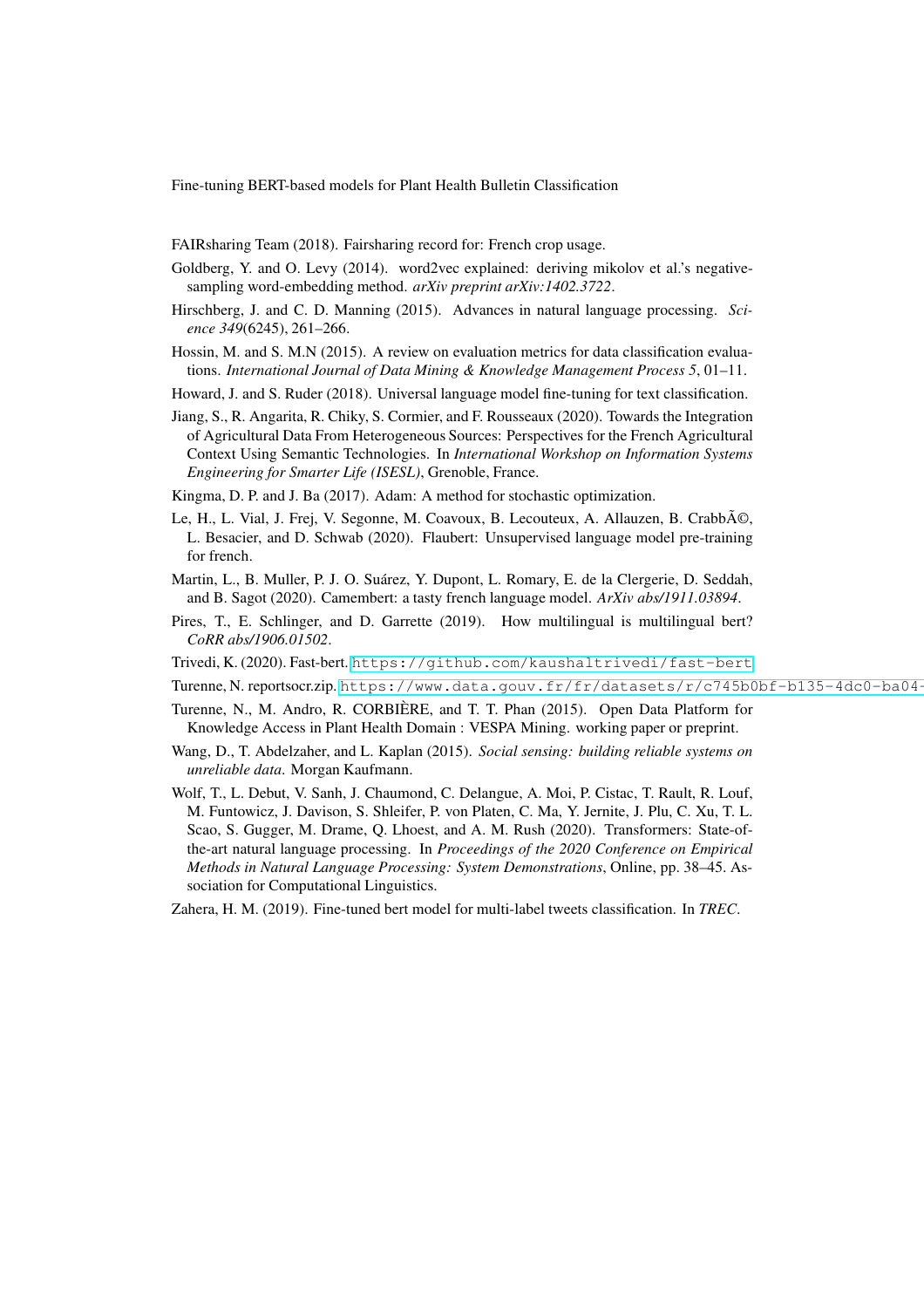FAIRsharing Team (2018). Fairsharing record for: French crop usage.

Goldberg, Y. and O. Levy (2014). word2vec explained: deriving mikolov et al.'s negative-sampling word-embedding method. *arXiv preprint arXiv:1402.3722*.

Hirschberg, J. and C. D. Manning (2015). Advances in natural language processing. *Science 349*(6245), 261–266.

Hossin, M. and S. M.N (2015). A review on evaluation metrics for data classification evaluations. *International Journal of Data Mining & Knowledge Management Process 5*, 01–11.

Howard, J. and S. Ruder (2018). Universal language model fine-tuning for text classification.

Jiang, S., R. Angarita, R. Chiky, S. Cormier, and F. Rousseaux (2020). Towards the Integration of Agricultural Data From Heterogeneous Sources: Perspectives for the French Agricultural Context Using Semantic Technologies. In *International Workshop on Information Systems Engineering for Smarter Life (ISESL)*, Grenoble, France.

Kingma, D. P. and J. Ba (2017). Adam: A method for stochastic optimization.

Le, H., L. Vial, J. Frej, V. Segonne, M. Coavoux, B. Lecouteux, A. Allauzen, B. CrabbÃ©, L. Besacier, and D. Schwab (2020). Flaubert: Unsupervised language model pre-training for french.

Martin, L., B. Muller, P. J. O. Suárez, Y. Dupont, L. Romary, E. de la Clergerie, D. Seddah, and B. Sagot (2020). Camembert: a tasty french language model. *ArXiv abs/1911.03894*.

Pires, T., E. Schlinger, and D. Garrette (2019). How multilingual is multilingual bert? *CoRR abs/1906.01502*.

Trivedi, K. (2020). Fast-bert. https://github.com/kaushaltrivedi/fast-bert

Turenne, N. reportsocr.zip. https://www.data.gouv.fr/fr/datasets/r/c745b0bf-b135-4dc0-ba04-

Turenne, N., M. Andro, R. CORBIÈRE, and T. T. Phan (2015). Open Data Platform for Knowledge Access in Plant Health Domain : VESPA Mining. working paper or preprint.

Wang, D., T. Abdelzaher, and L. Kaplan (2015). *Social sensing: building reliable systems on unreliable data*. Morgan Kaufmann.

Wolf, T., L. Debut, V. Sanh, J. Chaumond, C. Delangue, A. Moi, P. Cistac, T. Rault, R. Louf, M. Funtowicz, J. Davison, S. Shleifer, P. von Platen, C. Ma, Y. Jernite, J. Plu, C. Xu, T. L. Scao, S. Gugger, M. Drame, Q. Lhoest, and A. M. Rush (2020). Transformers: State-of-the-art natural language processing. In *Proceedings of the 2020 Conference on Empirical Methods in Natural Language Processing: System Demonstrations*, Online, pp. 38–45. Association for Computational Linguistics.

Zahera, H. M. (2019). Fine-tuned bert model for multi-label tweets classification. In *TREC*.